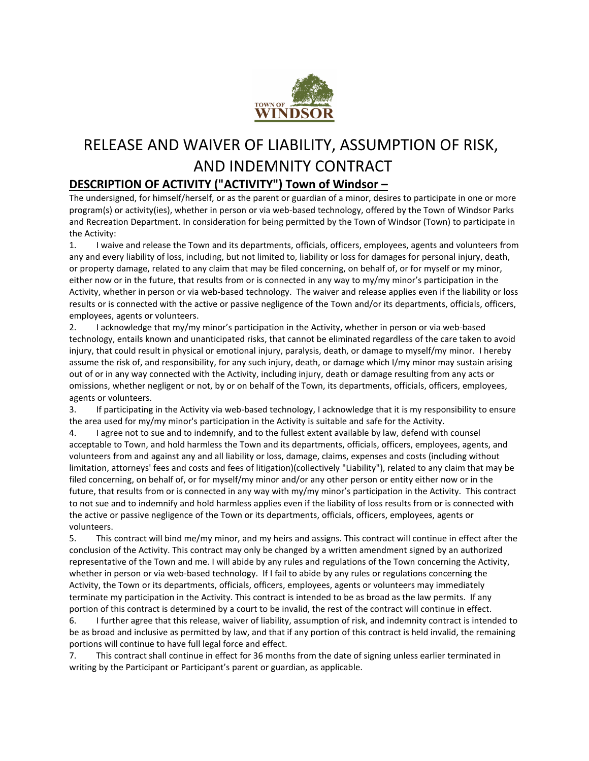# RELEASE AND WAIVER OF LIABILITY, ASSUMPTION OF RISK, AND INDEMNITY CONTRACT

## DESCRIPTION OF ACTIVITY ("ACTIVITY") Town of Windsor –

The undersigned, for himself/herself, or as the parent or guardian of a minor, desires to participate in one or more program(s) or activity(ies), whether in person or via web-based technology, offered by the Town of Windsor Parks and Recreation Department. In consideration for being permitted by the Town of Windsor (Town) to participate in the Activity:

1. I waive and release the Town and its departments, officials, officers, employees, agents and volunteers from any and every liability of loss, including, but not limited to, liability or loss for damages for personal injury, death, or property damage, related to any claim that may be filed concerning, on behalf of, or for myself or my minor, either now or in the future, that results from or is connected in any way to my/my minor's participation in the Activity, whether in person or via web-based technology. The waiver and release applies even if the liability or loss results or is connected with the active or passive negligence of the Town and/or its departments, officials, officers, employees, agents or volunteers.
2. I acknowledge that my/my minor's participation in the Activity, whether in person or via web-based technology, entails known and unanticipated risks, that cannot be eliminated regardless of the care taken to avoid injury, that could result in physical or emotional injury, paralysis, death, or damage to myself/my minor. I hereby assume the risk of, and responsibility, for any such injury, death, or damage which I/my minor may sustain arising out of or in any way connected with the Activity, including injury, death or damage resulting from any acts or omissions, whether negligent or not, by or on behalf of the Town, its departments, officials, officers, employees, agents or volunteers.
3. If participating in the Activity via web-based technology, I acknowledge that it is my responsibility to ensure the area used for my/my minor's participation in the Activity is suitable and safe for the Activity.
4. I agree not to sue and to indemnify, and to the fullest extent available by law, defend with counsel acceptable to Town, and hold harmless the Town and its departments, officials, officers, employees, agents, and volunteers from and against any and all liability or loss, damage, claims, expenses and costs (including without limitation, attorneys' fees and costs and fees of litigation)(collectively "Liability"), related to any claim that may be filed concerning, on behalf of, or for myself/my minor and/or any other person or entity either now or in the future, that results from or is connected in any way with my/my minor's participation in the Activity. This contract to not sue and to indemnify and hold harmless applies even if the liability of loss results from or is connected with the active or passive negligence of the Town or its departments, officials, officers, employees, agents or volunteers.
5. This contract will bind me/my minor, and my heirs and assigns. This contract will continue in effect after the conclusion of the Activity. This contract may only be changed by a written amendment signed by an authorized representative of the Town and me. I will abide by any rules and regulations of the Town concerning the Activity, whether in person or via web-based technology. If I fail to abide by any rules or regulations concerning the Activity, the Town or its departments, officials, officers, employees, agents or volunteers may immediately terminate my participation in the Activity. This contract is intended to be as broad as the law permits. If any portion of this contract is determined by a court to be invalid, the rest of the contract will continue in effect.
6. I further agree that this release, waiver of liability, assumption of risk, and indemnity contract is intended to be as broad and inclusive as permitted by law, and that if any portion of this contract is held invalid, the remaining portions will continue to have full legal force and effect.
7. This contract shall continue in effect for 36 months from the date of signing unless earlier terminated in writing by the Participant or Participant's parent or guardian, as applicable.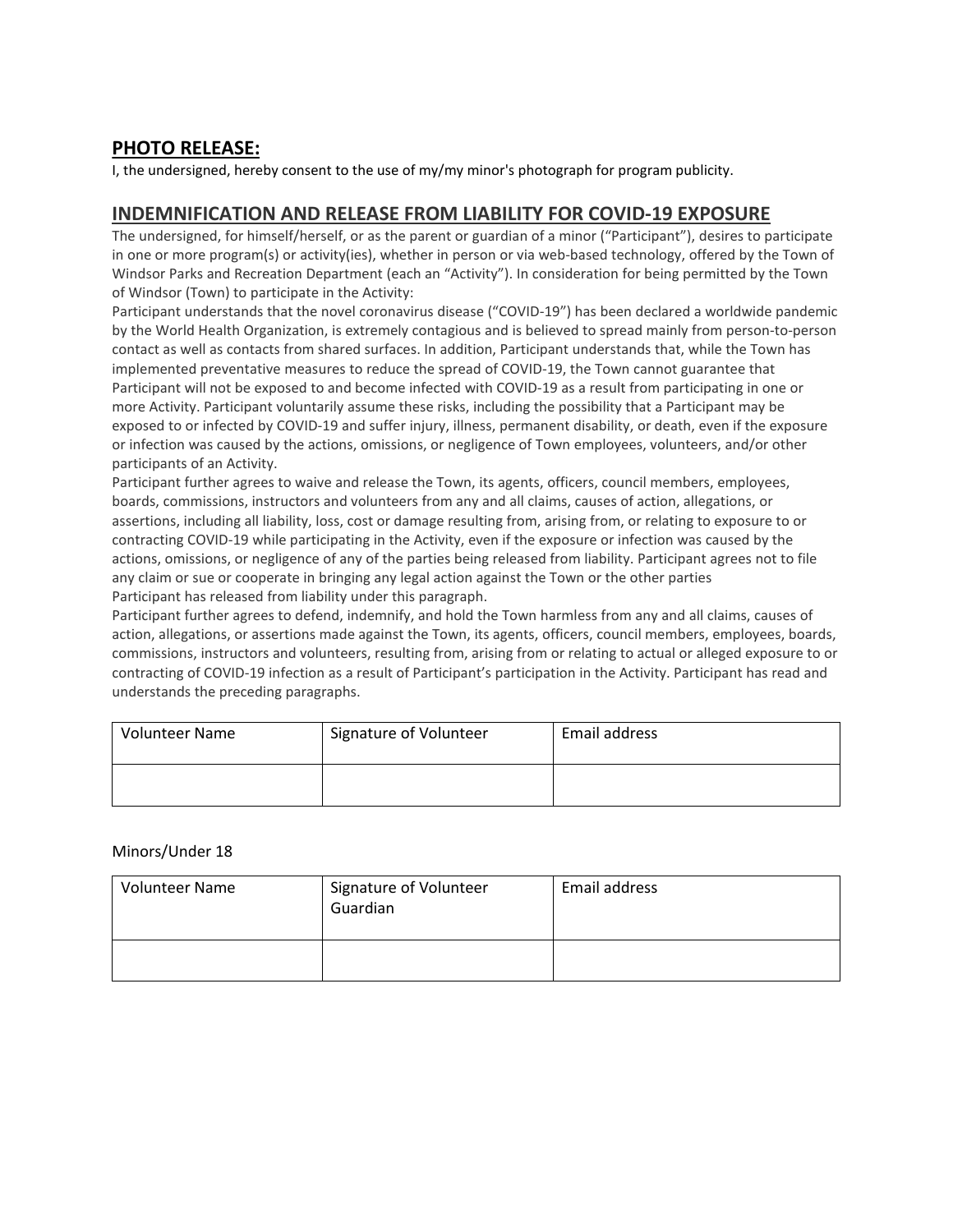## **PHOTO RELEASE:**

I, the undersigned, hereby consent to the use of my/my minor's photograph for program publicity.

## **INDEMNIFICATION AND RELEASE FROM LIABILITY FOR COVID-19 EXPOSURE**

The undersigned, for himself/herself, or as the parent or guardian of a minor ("Participant"), desires to participate in one or more program(s) or activity(ies), whether in person or via web-based technology, offered by the Town of Windsor Parks and Recreation Department (each an "Activity"). In consideration for being permitted by the Town of Windsor (Town) to participate in the Activity:

Participant understands that the novel coronavirus disease ("COVID-19") has been declared a worldwide pandemic by the World Health Organization, is extremely contagious and is believed to spread mainly from person-to-person contact as well as contacts from shared surfaces. In addition, Participant understands that, while the Town has implemented preventative measures to reduce the spread of COVID-19, the Town cannot guarantee that Participant will not be exposed to and become infected with COVID-19 as a result from participating in one or more Activity. Participant voluntarily assume these risks, including the possibility that a Participant may be exposed to or infected by COVID-19 and suffer injury, illness, permanent disability, or death, even if the exposure or infection was caused by the actions, omissions, or negligence of Town employees, volunteers, and/or other participants of an Activity.

Participant further agrees to waive and release the Town, its agents, officers, council members, employees, boards, commissions, instructors and volunteers from any and all claims, causes of action, allegations, or assertions, including all liability, loss, cost or damage resulting from, arising from, or relating to exposure to or contracting COVID-19 while participating in the Activity, even if the exposure or infection was caused by the actions, omissions, or negligence of any of the parties being released from liability. Participant agrees not to file any claim or sue or cooperate in bringing any legal action against the Town or the other parties Participant has released from liability under this paragraph.

Participant further agrees to defend, indemnify, and hold the Town harmless from any and all claims, causes of action, allegations, or assertions made against the Town, its agents, officers, council members, employees, boards, commissions, instructors and volunteers, resulting from, arising from or relating to actual or alleged exposure to or contracting of COVID-19 infection as a result of Participant's participation in the Activity. Participant has read and understands the preceding paragraphs.

| Volunteer Name | Signature of Volunteer | Email address |
|---|---|---|
| | | |

Minors/Under 18

| Volunteer Name | Signature of Volunteer Guardian | Email address |
|---|---|---|
| | | |